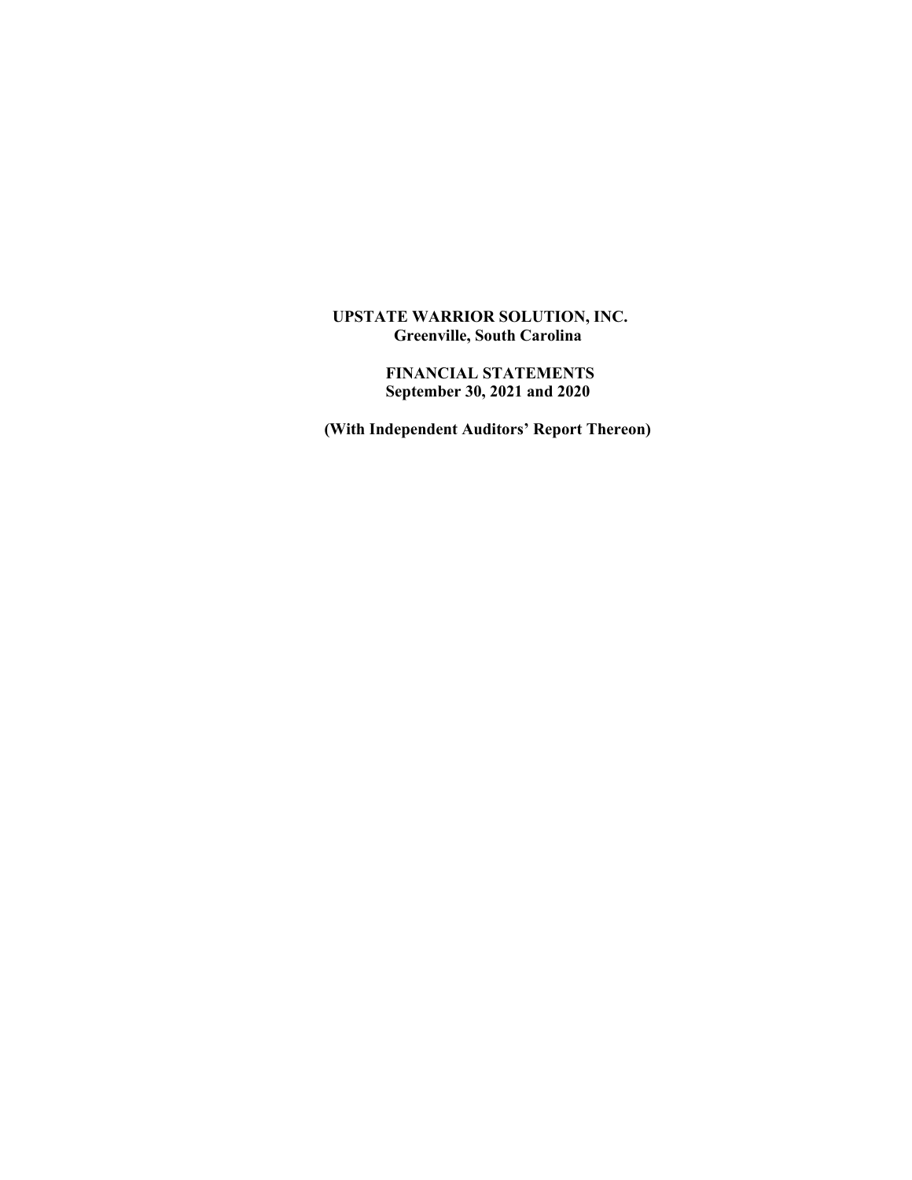**UPSTATE WARRIOR SOLUTION, INC.**
**Greenville, South Carolina**

**FINANCIAL STATEMENTS**
**September 30, 2021 and 2020**

**(With Independent Auditors' Report Thereon)**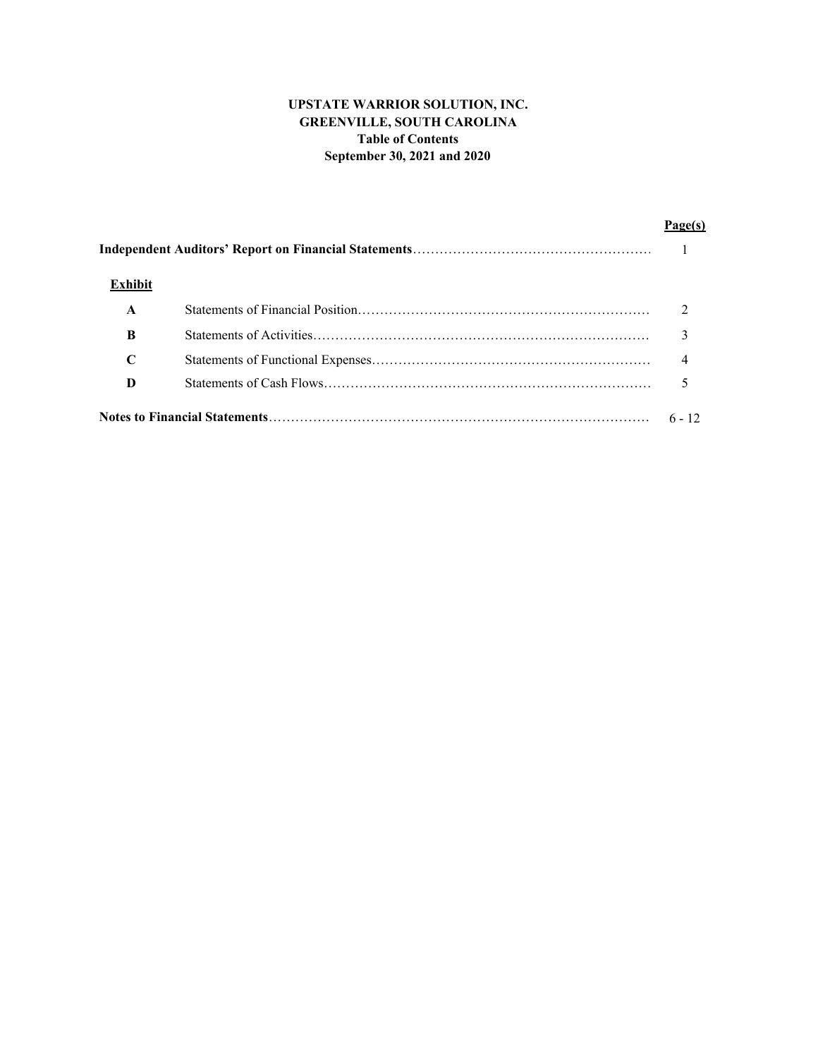**UPSTATE WARRIOR SOLUTION, INC.**
**GREENVILLE, SOUTH CAROLINA**
**Table of Contents**
**September 30, 2021 and 2020**

| | | Page(s) |
|---|---|---|
| **Independent Auditors' Report on Financial Statements** | | 1 |
| **Exhibit** | | |
| **A** | Statements of Financial Position | 2 |
| **B** | Statements of Activities | 3 |
| **C** | Statements of Functional Expenses | 4 |
| **D** | Statements of Cash Flows | 5 |
| **Notes to Financial Statements** | | 6 - 12 |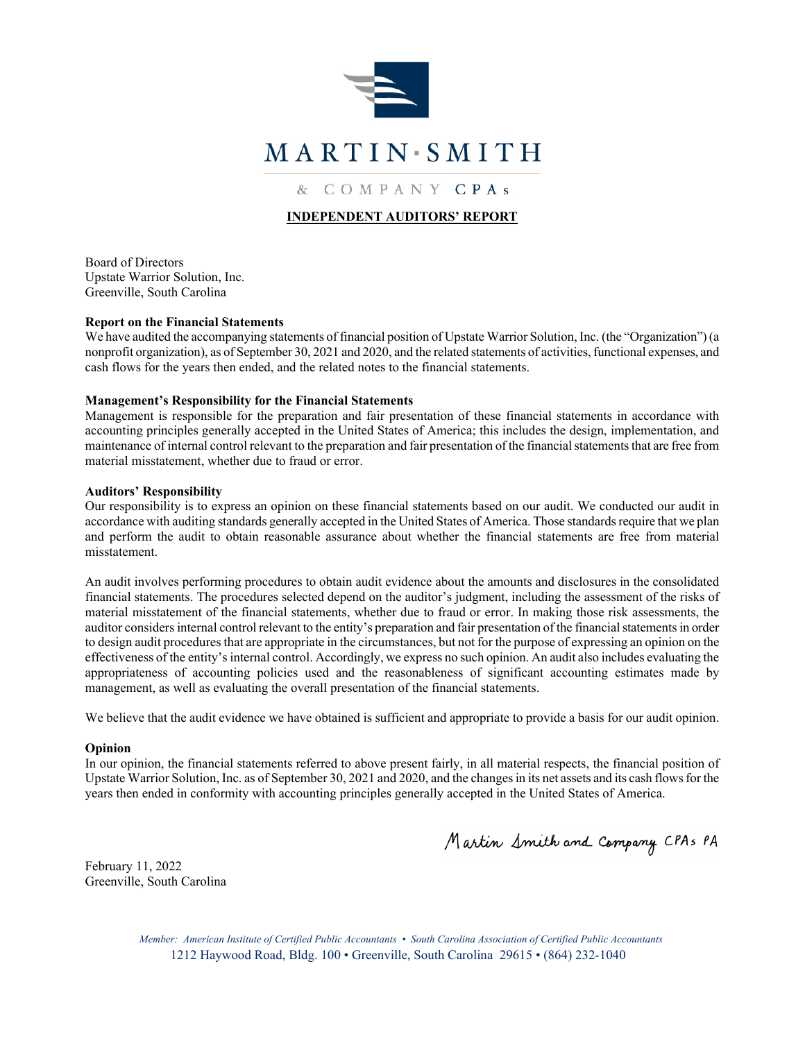MARTIN·SMITH

& COMPANY CPAs

## INDEPENDENT AUDITORS' REPORT

Board of Directors
Upstate Warrior Solution, Inc.
Greenville, South Carolina

**Report on the Financial Statements**

We have audited the accompanying statements of financial position of Upstate Warrior Solution, Inc. (the "Organization") (a nonprofit organization), as of September 30, 2021 and 2020, and the related statements of activities, functional expenses, and cash flows for the years then ended, and the related notes to the financial statements.

**Management's Responsibility for the Financial Statements**

Management is responsible for the preparation and fair presentation of these financial statements in accordance with accounting principles generally accepted in the United States of America; this includes the design, implementation, and maintenance of internal control relevant to the preparation and fair presentation of the financial statements that are free from material misstatement, whether due to fraud or error.

**Auditors' Responsibility**

Our responsibility is to express an opinion on these financial statements based on our audit. We conducted our audit in accordance with auditing standards generally accepted in the United States of America. Those standards require that we plan and perform the audit to obtain reasonable assurance about whether the financial statements are free from material misstatement.

An audit involves performing procedures to obtain audit evidence about the amounts and disclosures in the consolidated financial statements. The procedures selected depend on the auditor's judgment, including the assessment of the risks of material misstatement of the financial statements, whether due to fraud or error. In making those risk assessments, the auditor considers internal control relevant to the entity's preparation and fair presentation of the financial statements in order to design audit procedures that are appropriate in the circumstances, but not for the purpose of expressing an opinion on the effectiveness of the entity's internal control. Accordingly, we express no such opinion. An audit also includes evaluating the appropriateness of accounting policies used and the reasonableness of significant accounting estimates made by management, as well as evaluating the overall presentation of the financial statements.

We believe that the audit evidence we have obtained is sufficient and appropriate to provide a basis for our audit opinion.

**Opinion**

In our opinion, the financial statements referred to above present fairly, in all material respects, the financial position of Upstate Warrior Solution, Inc. as of September 30, 2021 and 2020, and the changes in its net assets and its cash flows for the years then ended in conformity with accounting principles generally accepted in the United States of America.

Martin Smith and Company CPAs PA

February 11, 2022
Greenville, South Carolina

*Member: American Institute of Certified Public Accountants • South Carolina Association of Certified Public Accountants*
1212 Haywood Road, Bldg. 100 • Greenville, South Carolina 29615 • (864) 232-1040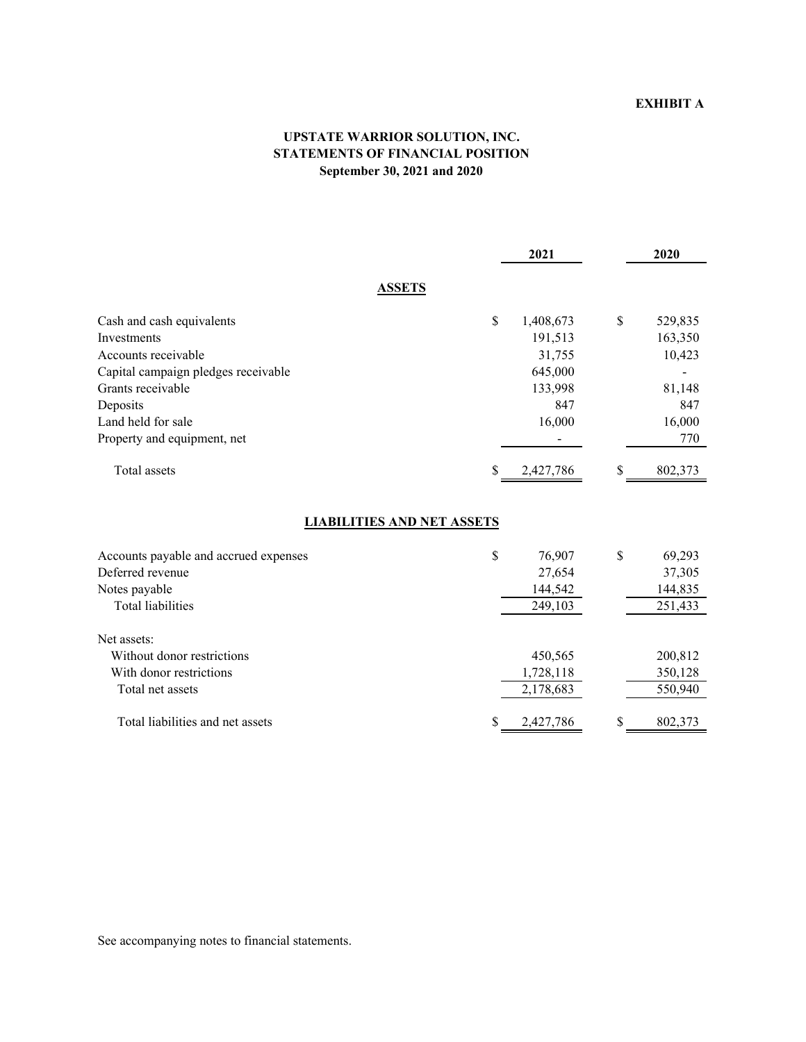**EXHIBIT A**

# UPSTATE WARRIOR SOLUTION, INC.
## STATEMENTS OF FINANCIAL POSITION
### September 30, 2021 and 2020

| | 2021 | 2020 |
|---|---|---|
| **ASSETS** | | |
| Cash and cash equivalents | $ 1,408,673 | $ 529,835 |
| Investments | 191,513 | 163,350 |
| Accounts receivable | 31,755 | 10,423 |
| Capital campaign pledges receivable | 645,000 | - |
| Grants receivable | 133,998 | 81,148 |
| Deposits | 847 | 847 |
| Land held for sale | 16,000 | 16,000 |
| Property and equipment, net | - | 770 |
| Total assets | $ 2,427,786 | $ 802,373 |
| **LIABILITIES AND NET ASSETS** | | |
| Accounts payable and accrued expenses | $ 76,907 | $ 69,293 |
| Deferred revenue | 27,654 | 37,305 |
| Notes payable | 144,542 | 144,835 |
| Total liabilities | 249,103 | 251,433 |
| Net assets: | | |
| Without donor restrictions | 450,565 | 200,812 |
| With donor restrictions | 1,728,118 | 350,128 |
| Total net assets | 2,178,683 | 550,940 |
| Total liabilities and net assets | $ 2,427,786 | $ 802,373 |

See accompanying notes to financial statements.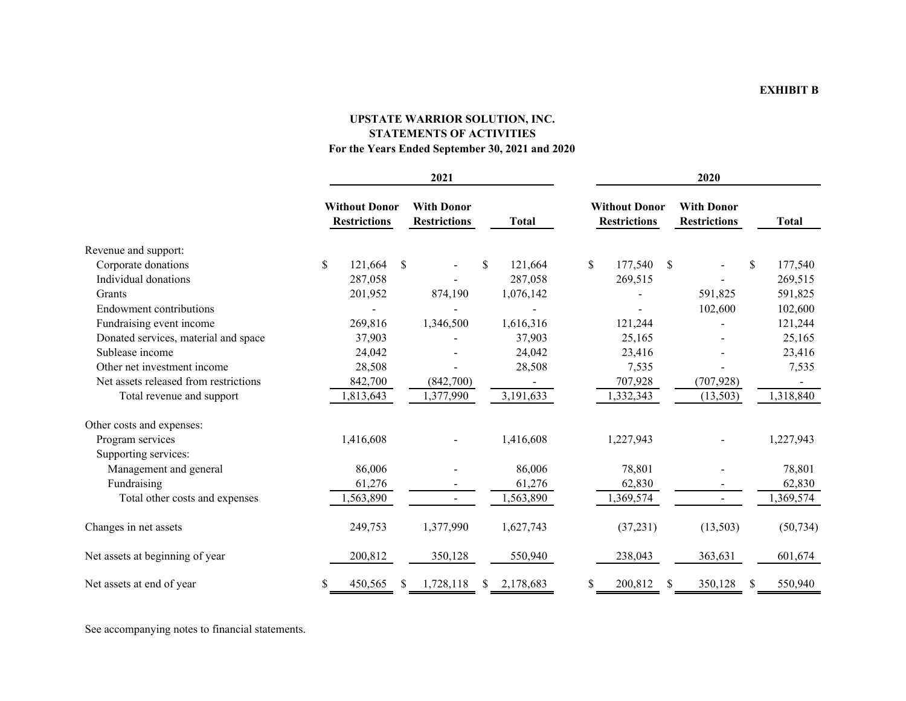**EXHIBIT B**

# UPSTATE WARRIOR SOLUTION, INC.
## STATEMENTS OF ACTIVITIES
### For the Years Ended September 30, 2021 and 2020

| | 2021 | | | 2020 | | |
|---|---|---|---|---|---|---|
| | **Without Donor Restrictions** | **With Donor Restrictions** | **Total** | **Without Donor Restrictions** | **With Donor Restrictions** | **Total** |
| Revenue and support: | | | | | | |
| Corporate donations | $ 121,664 | $ - | $ 121,664 | $ 177,540 | $ - | $ 177,540 |
| Individual donations | 287,058 | - | 287,058 | 269,515 | - | 269,515 |
| Grants | 201,952 | 874,190 | 1,076,142 | - | 591,825 | 591,825 |
| Endowment contributions | - | - | - | - | 102,600 | 102,600 |
| Fundraising event income | 269,816 | 1,346,500 | 1,616,316 | 121,244 | - | 121,244 |
| Donated services, material and space | 37,903 | - | 37,903 | 25,165 | - | 25,165 |
| Sublease income | 24,042 | - | 24,042 | 23,416 | - | 23,416 |
| Other net investment income | 28,508 | - | 28,508 | 7,535 | - | 7,535 |
| Net assets released from restrictions | 842,700 | (842,700) | - | 707,928 | (707,928) | - |
| Total revenue and support | 1,813,643 | 1,377,990 | 3,191,633 | 1,332,343 | (13,503) | 1,318,840 |
| Other costs and expenses: | | | | | | |
| Program services | 1,416,608 | - | 1,416,608 | 1,227,943 | - | 1,227,943 |
| Supporting services: | | | | | | |
| Management and general | 86,006 | - | 86,006 | 78,801 | - | 78,801 |
| Fundraising | 61,276 | - | 61,276 | 62,830 | - | 62,830 |
| Total other costs and expenses | 1,563,890 | - | 1,563,890 | 1,369,574 | - | 1,369,574 |
| Changes in net assets | 249,753 | 1,377,990 | 1,627,743 | (37,231) | (13,503) | (50,734) |
| Net assets at beginning of year | 200,812 | 350,128 | 550,940 | 238,043 | 363,631 | 601,674 |
| Net assets at end of year | $ 450,565 | $ 1,728,118 | $ 2,178,683 | $ 200,812 | $ 350,128 | $ 550,940 |

See accompanying notes to financial statements.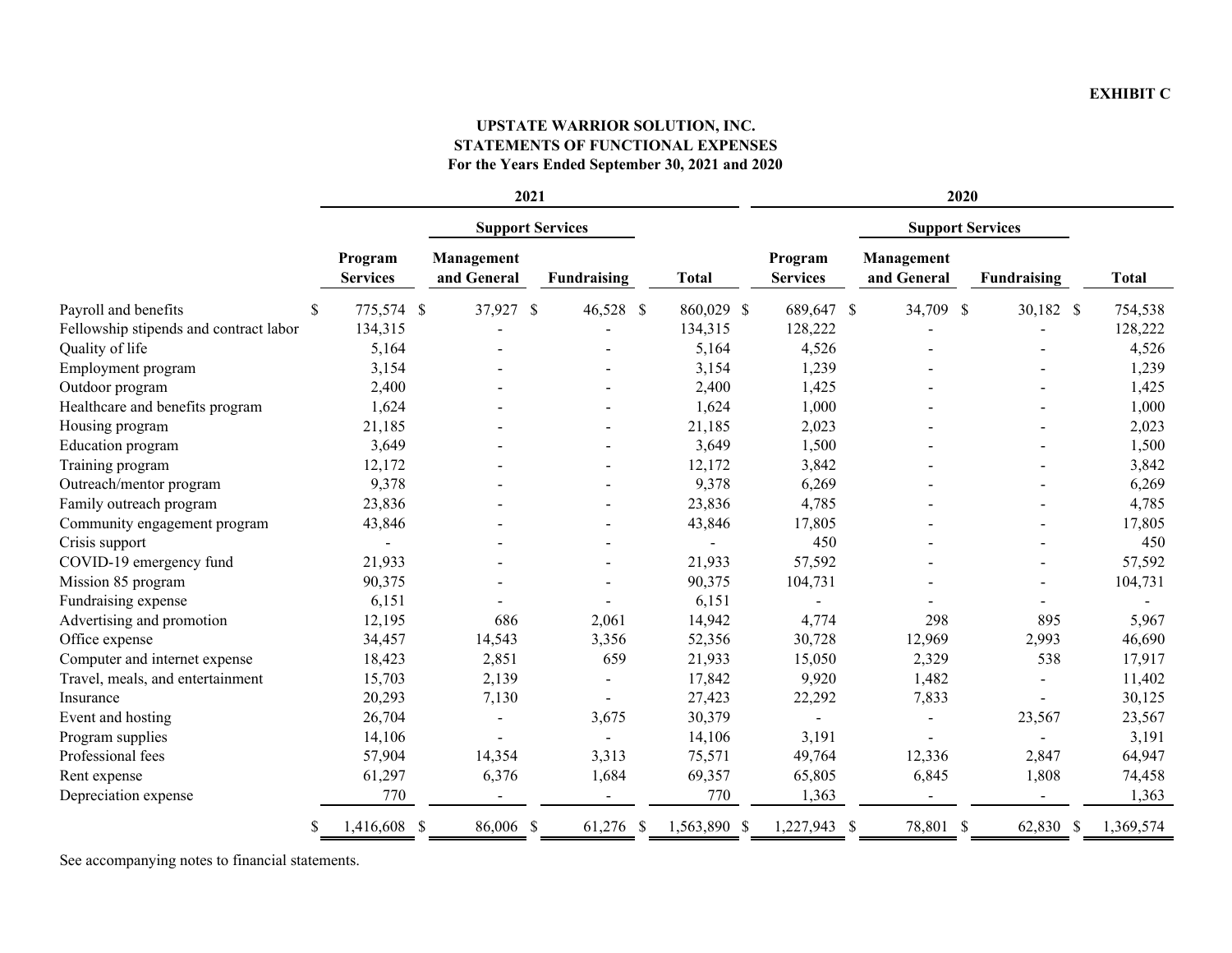**EXHIBIT C**

**UPSTATE WARRIOR SOLUTION, INC.**
**STATEMENTS OF FUNCTIONAL EXPENSES**
**For the Years Ended September 30, 2021 and 2020**

| | 2021 | | | | 2020 | | | |
|---|---|---|---|---|---|---|---|---|
| | | Support Services | | | | Support Services | | |
| | Program Services | Management and General | Fundraising | Total | Program Services | Management and General | Fundraising | Total |
| Payroll and benefits | $ 775,574 | $ 37,927 | $ 46,528 | $ 860,029 | $ 689,647 | $ 34,709 | $ 30,182 | $ 754,538 |
| Fellowship stipends and contract labor | 134,315 | - | - | 134,315 | 128,222 | - | - | 128,222 |
| Quality of life | 5,164 | - | - | 5,164 | 4,526 | - | - | 4,526 |
| Employment program | 3,154 | - | - | 3,154 | 1,239 | - | - | 1,239 |
| Outdoor program | 2,400 | - | - | 2,400 | 1,425 | - | - | 1,425 |
| Healthcare and benefits program | 1,624 | - | - | 1,624 | 1,000 | - | - | 1,000 |
| Housing program | 21,185 | - | - | 21,185 | 2,023 | - | - | 2,023 |
| Education program | 3,649 | - | - | 3,649 | 1,500 | - | - | 1,500 |
| Training program | 12,172 | - | - | 12,172 | 3,842 | - | - | 3,842 |
| Outreach/mentor program | 9,378 | - | - | 9,378 | 6,269 | - | - | 6,269 |
| Family outreach program | 23,836 | - | - | 23,836 | 4,785 | - | - | 4,785 |
| Community engagement program | 43,846 | - | - | 43,846 | 17,805 | - | - | 17,805 |
| Crisis support | - | - | - | - | 450 | - | - | 450 |
| COVID-19 emergency fund | 21,933 | - | - | 21,933 | 57,592 | - | - | 57,592 |
| Mission 85 program | 90,375 | - | - | 90,375 | 104,731 | - | - | 104,731 |
| Fundraising expense | 6,151 | - | - | 6,151 | - | - | - | - |
| Advertising and promotion | 12,195 | 686 | 2,061 | 14,942 | 4,774 | 298 | 895 | 5,967 |
| Office expense | 34,457 | 14,543 | 3,356 | 52,356 | 30,728 | 12,969 | 2,993 | 46,690 |
| Computer and internet expense | 18,423 | 2,851 | 659 | 21,933 | 15,050 | 2,329 | 538 | 17,917 |
| Travel, meals, and entertainment | 15,703 | 2,139 | - | 17,842 | 9,920 | 1,482 | - | 11,402 |
| Insurance | 20,293 | 7,130 | - | 27,423 | 22,292 | 7,833 | - | 30,125 |
| Event and hosting | 26,704 | - | 3,675 | 30,379 | - | - | 23,567 | 23,567 |
| Program supplies | 14,106 | - | - | 14,106 | 3,191 | - | - | 3,191 |
| Professional fees | 57,904 | 14,354 | 3,313 | 75,571 | 49,764 | 12,336 | 2,847 | 64,947 |
| Rent expense | 61,297 | 6,376 | 1,684 | 69,357 | 65,805 | 6,845 | 1,808 | 74,458 |
| Depreciation expense | 770 | - | - | 770 | 1,363 | - | - | 1,363 |
| | $ 1,416,608 | $ 86,006 | $ 61,276 | $ 1,563,890 | $ 1,227,943 | $ 78,801 | $ 62,830 | $ 1,369,574 |

See accompanying notes to financial statements.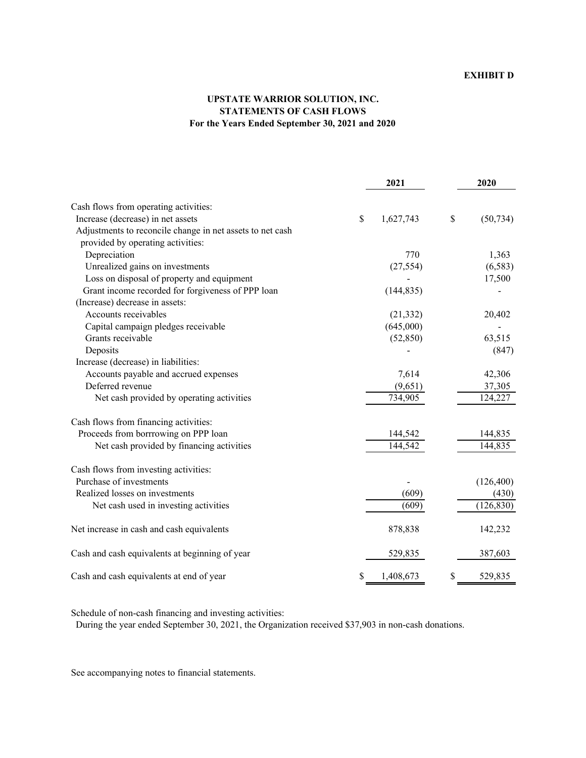**EXHIBIT D**

# UPSTATE WARRIOR SOLUTION, INC.
## STATEMENTS OF CASH FLOWS
### For the Years Ended September 30, 2021 and 2020

| | 2021 | 2020 |
|---|---|---|
| Cash flows from operating activities: | | |
| Increase (decrease) in net assets | $ 1,627,743 | $ (50,734) |
| Adjustments to reconcile change in net assets to net cash provided by operating activities: | | |
| Depreciation | 770 | 1,363 |
| Unrealized gains on investments | (27,554) | (6,583) |
| Loss on disposal of property and equipment | - | 17,500 |
| Grant income recorded for forgiveness of PPP loan | (144,835) | - |
| (Increase) decrease in assets: | | |
| Accounts receivables | (21,332) | 20,402 |
| Capital campaign pledges receivable | (645,000) | - |
| Grants receivable | (52,850) | 63,515 |
| Deposits | - | (847) |
| Increase (decrease) in liabilities: | | |
| Accounts payable and accrued expenses | 7,614 | 42,306 |
| Deferred revenue | (9,651) | 37,305 |
| Net cash provided by operating activities | 734,905 | 124,227 |
| Cash flows from financing activities: | | |
| Proceeds from borrrowing on PPP loan | 144,542 | 144,835 |
| Net cash provided by financing activities | 144,542 | 144,835 |
| Cash flows from investing activities: | | |
| Purchase of investments | - | (126,400) |
| Realized losses on investments | (609) | (430) |
| Net cash used in investing activities | (609) | (126,830) |
| Net increase in cash and cash equivalents | 878,838 | 142,232 |
| Cash and cash equivalents at beginning of year | 529,835 | 387,603 |
| Cash and cash equivalents at end of year | $ 1,408,673 | $ 529,835 |

Schedule of non-cash financing and investing activities:
During the year ended September 30, 2021, the Organization received $37,903 in non-cash donations.

See accompanying notes to financial statements.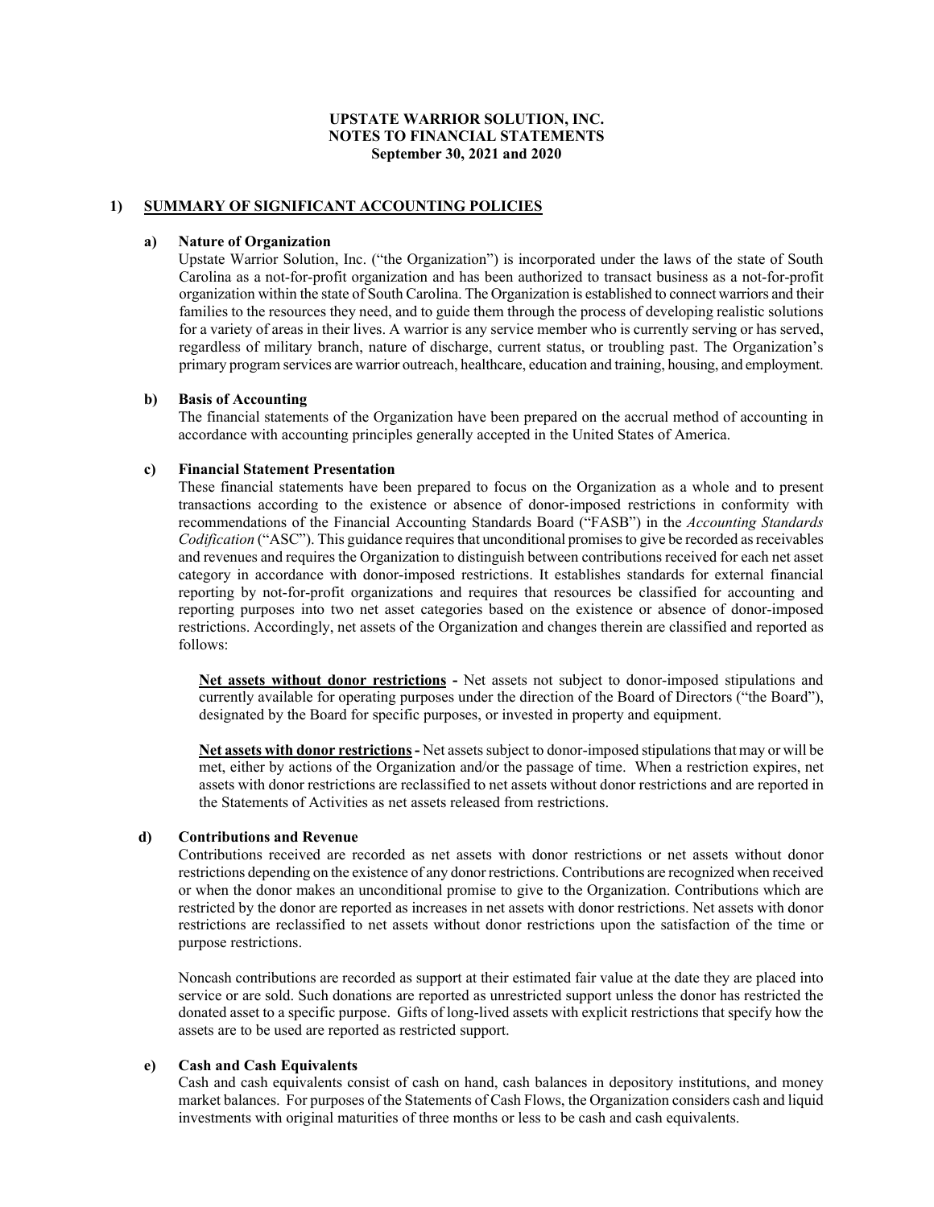**UPSTATE WARRIOR SOLUTION, INC.**
**NOTES TO FINANCIAL STATEMENTS**
**September 30, 2021 and 2020**

## 1) SUMMARY OF SIGNIFICANT ACCOUNTING POLICIES

### a) Nature of Organization

Upstate Warrior Solution, Inc. ("the Organization") is incorporated under the laws of the state of South Carolina as a not-for-profit organization and has been authorized to transact business as a not-for-profit organization within the state of South Carolina. The Organization is established to connect warriors and their families to the resources they need, and to guide them through the process of developing realistic solutions for a variety of areas in their lives. A warrior is any service member who is currently serving or has served, regardless of military branch, nature of discharge, current status, or troubling past. The Organization's primary program services are warrior outreach, healthcare, education and training, housing, and employment.

### b) Basis of Accounting

The financial statements of the Organization have been prepared on the accrual method of accounting in accordance with accounting principles generally accepted in the United States of America.

### c) Financial Statement Presentation

These financial statements have been prepared to focus on the Organization as a whole and to present transactions according to the existence or absence of donor-imposed restrictions in conformity with recommendations of the Financial Accounting Standards Board ("FASB") in the *Accounting Standards Codification* ("ASC"). This guidance requires that unconditional promises to give be recorded as receivables and revenues and requires the Organization to distinguish between contributions received for each net asset category in accordance with donor-imposed restrictions. It establishes standards for external financial reporting by not-for-profit organizations and requires that resources be classified for accounting and reporting purposes into two net asset categories based on the existence or absence of donor-imposed restrictions. Accordingly, net assets of the Organization and changes therein are classified and reported as follows:

**Net assets without donor restrictions -** Net assets not subject to donor-imposed stipulations and currently available for operating purposes under the direction of the Board of Directors ("the Board"), designated by the Board for specific purposes, or invested in property and equipment.

**Net assets with donor restrictions -** Net assets subject to donor-imposed stipulations that may or will be met, either by actions of the Organization and/or the passage of time. When a restriction expires, net assets with donor restrictions are reclassified to net assets without donor restrictions and are reported in the Statements of Activities as net assets released from restrictions.

### d) Contributions and Revenue

Contributions received are recorded as net assets with donor restrictions or net assets without donor restrictions depending on the existence of any donor restrictions. Contributions are recognized when received or when the donor makes an unconditional promise to give to the Organization. Contributions which are restricted by the donor are reported as increases in net assets with donor restrictions. Net assets with donor restrictions are reclassified to net assets without donor restrictions upon the satisfaction of the time or purpose restrictions.

Noncash contributions are recorded as support at their estimated fair value at the date they are placed into service or are sold. Such donations are reported as unrestricted support unless the donor has restricted the donated asset to a specific purpose. Gifts of long-lived assets with explicit restrictions that specify how the assets are to be used are reported as restricted support.

### e) Cash and Cash Equivalents

Cash and cash equivalents consist of cash on hand, cash balances in depository institutions, and money market balances. For purposes of the Statements of Cash Flows, the Organization considers cash and liquid investments with original maturities of three months or less to be cash and cash equivalents.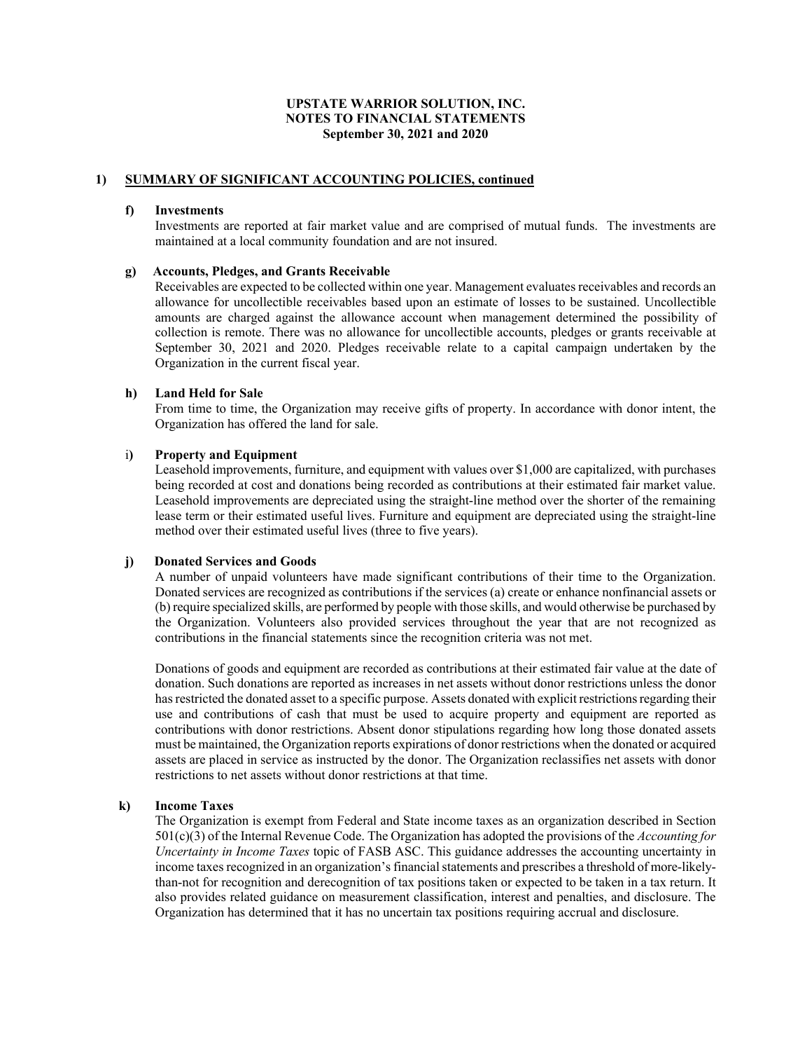**UPSTATE WARRIOR SOLUTION, INC.**
**NOTES TO FINANCIAL STATEMENTS**
**September 30, 2021 and 2020**

## 1) SUMMARY OF SIGNIFICANT ACCOUNTING POLICIES, continued

### f) Investments

Investments are reported at fair market value and are comprised of mutual funds. The investments are maintained at a local community foundation and are not insured.

### g) Accounts, Pledges, and Grants Receivable

Receivables are expected to be collected within one year. Management evaluates receivables and records an allowance for uncollectible receivables based upon an estimate of losses to be sustained. Uncollectible amounts are charged against the allowance account when management determined the possibility of collection is remote. There was no allowance for uncollectible accounts, pledges or grants receivable at September 30, 2021 and 2020. Pledges receivable relate to a capital campaign undertaken by the Organization in the current fiscal year.

### h) Land Held for Sale

From time to time, the Organization may receive gifts of property. In accordance with donor intent, the Organization has offered the land for sale.

### i) Property and Equipment

Leasehold improvements, furniture, and equipment with values over $1,000 are capitalized, with purchases being recorded at cost and donations being recorded as contributions at their estimated fair market value. Leasehold improvements are depreciated using the straight-line method over the shorter of the remaining lease term or their estimated useful lives. Furniture and equipment are depreciated using the straight-line method over their estimated useful lives (three to five years).

### j) Donated Services and Goods

A number of unpaid volunteers have made significant contributions of their time to the Organization. Donated services are recognized as contributions if the services (a) create or enhance nonfinancial assets or (b) require specialized skills, are performed by people with those skills, and would otherwise be purchased by the Organization. Volunteers also provided services throughout the year that are not recognized as contributions in the financial statements since the recognition criteria was not met.

Donations of goods and equipment are recorded as contributions at their estimated fair value at the date of donation. Such donations are reported as increases in net assets without donor restrictions unless the donor has restricted the donated asset to a specific purpose. Assets donated with explicit restrictions regarding their use and contributions of cash that must be used to acquire property and equipment are reported as contributions with donor restrictions. Absent donor stipulations regarding how long those donated assets must be maintained, the Organization reports expirations of donor restrictions when the donated or acquired assets are placed in service as instructed by the donor. The Organization reclassifies net assets with donor restrictions to net assets without donor restrictions at that time.

### k) Income Taxes

The Organization is exempt from Federal and State income taxes as an organization described in Section 501(c)(3) of the Internal Revenue Code. The Organization has adopted the provisions of the *Accounting for Uncertainty in Income Taxes* topic of FASB ASC. This guidance addresses the accounting uncertainty in income taxes recognized in an organization's financial statements and prescribes a threshold of more-likely-than-not for recognition and derecognition of tax positions taken or expected to be taken in a tax return. It also provides related guidance on measurement classification, interest and penalties, and disclosure. The Organization has determined that it has no uncertain tax positions requiring accrual and disclosure.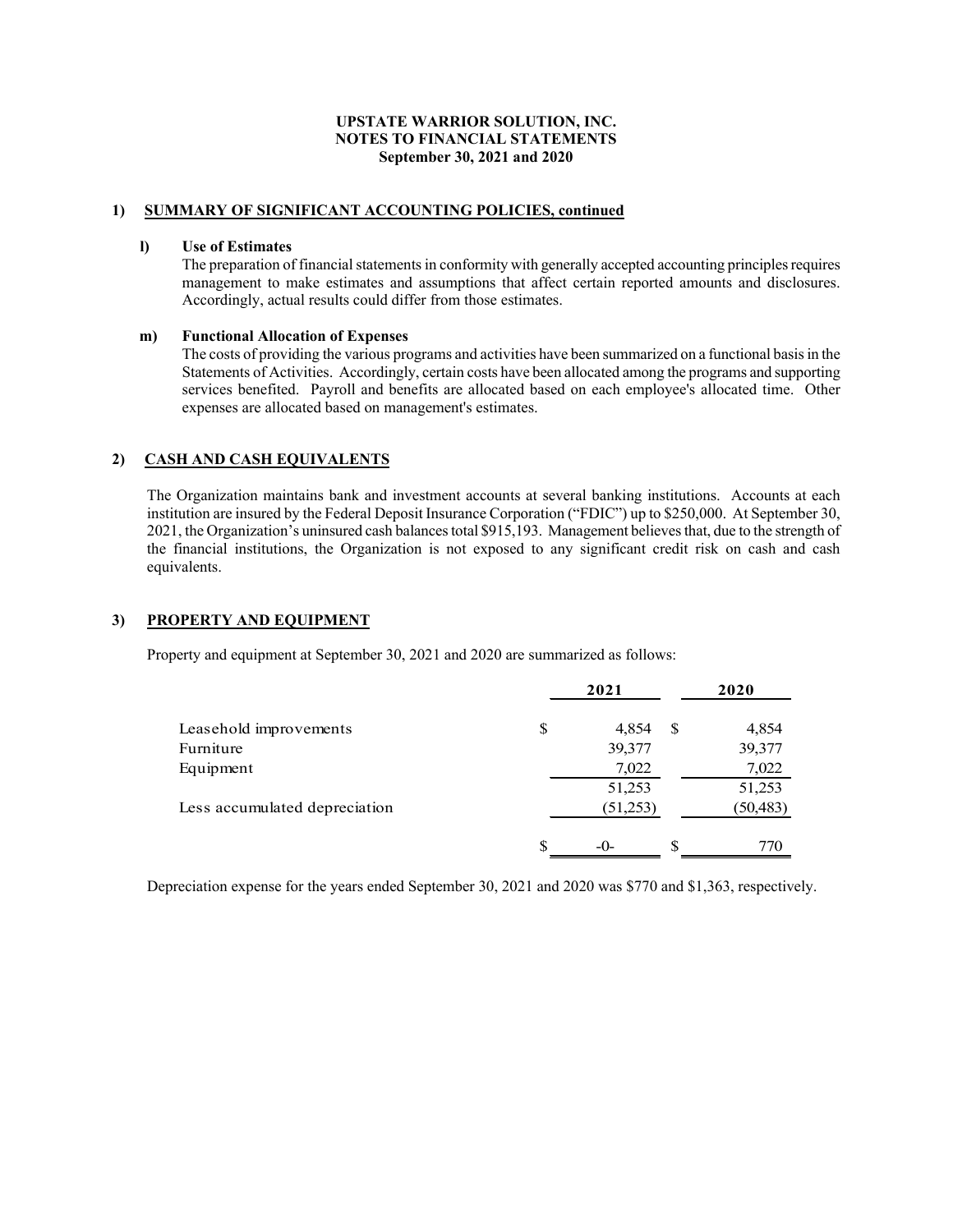**UPSTATE WARRIOR SOLUTION, INC.**
**NOTES TO FINANCIAL STATEMENTS**
**September 30, 2021 and 2020**

## 1) SUMMARY OF SIGNIFICANT ACCOUNTING POLICIES, continued

**l) Use of Estimates**

The preparation of financial statements in conformity with generally accepted accounting principles requires management to make estimates and assumptions that affect certain reported amounts and disclosures. Accordingly, actual results could differ from those estimates.

**m) Functional Allocation of Expenses**

The costs of providing the various programs and activities have been summarized on a functional basis in the Statements of Activities. Accordingly, certain costs have been allocated among the programs and supporting services benefited. Payroll and benefits are allocated based on each employee's allocated time. Other expenses are allocated based on management's estimates.

## 2) CASH AND CASH EQUIVALENTS

The Organization maintains bank and investment accounts at several banking institutions. Accounts at each institution are insured by the Federal Deposit Insurance Corporation ("FDIC") up to $250,000. At September 30, 2021, the Organization's uninsured cash balances total $915,193. Management believes that, due to the strength of the financial institutions, the Organization is not exposed to any significant credit risk on cash and cash equivalents.

## 3) PROPERTY AND EQUIPMENT

Property and equipment at September 30, 2021 and 2020 are summarized as follows:

| | 2021 | 2020 |
|---|---|---|
| Leasehold improvements | $ 4,854 | $ 4,854 |
| Furniture | 39,377 | 39,377 |
| Equipment | 7,022 | 7,022 |
| | 51,253 | 51,253 |
| Less accumulated depreciation | (51,253) | (50,483) |
| | $ -0- | $ 770 |

Depreciation expense for the years ended September 30, 2021 and 2020 was $770 and $1,363, respectively.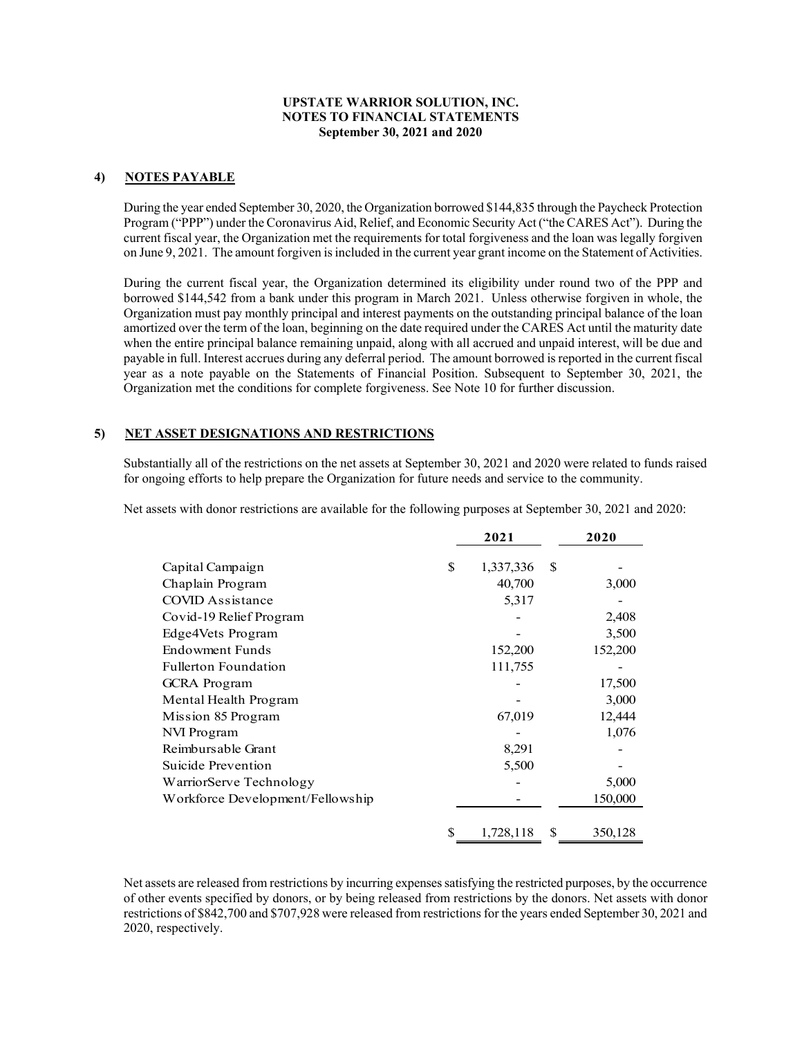**UPSTATE WARRIOR SOLUTION, INC.**
**NOTES TO FINANCIAL STATEMENTS**
**September 30, 2021 and 2020**

## 4) NOTES PAYABLE

During the year ended September 30, 2020, the Organization borrowed $144,835 through the Paycheck Protection Program ("PPP") under the Coronavirus Aid, Relief, and Economic Security Act ("the CARES Act"). During the current fiscal year, the Organization met the requirements for total forgiveness and the loan was legally forgiven on June 9, 2021. The amount forgiven is included in the current year grant income on the Statement of Activities.

During the current fiscal year, the Organization determined its eligibility under round two of the PPP and borrowed $144,542 from a bank under this program in March 2021. Unless otherwise forgiven in whole, the Organization must pay monthly principal and interest payments on the outstanding principal balance of the loan amortized over the term of the loan, beginning on the date required under the CARES Act until the maturity date when the entire principal balance remaining unpaid, along with all accrued and unpaid interest, will be due and payable in full. Interest accrues during any deferral period. The amount borrowed is reported in the current fiscal year as a note payable on the Statements of Financial Position. Subsequent to September 30, 2021, the Organization met the conditions for complete forgiveness. See Note 10 for further discussion.

## 5) NET ASSET DESIGNATIONS AND RESTRICTIONS

Substantially all of the restrictions on the net assets at September 30, 2021 and 2020 were related to funds raised for ongoing efforts to help prepare the Organization for future needs and service to the community.

Net assets with donor restrictions are available for the following purposes at September 30, 2021 and 2020:

| | 2021 | 2020 |
|---|---|---|
| Capital Campaign | $ 1,337,336 | $ - |
| Chaplain Program | 40,700 | 3,000 |
| COVID Assistance | 5,317 | - |
| Covid-19 Relief Program | - | 2,408 |
| Edge4Vets Program | - | 3,500 |
| Endowment Funds | 152,200 | 152,200 |
| Fullerton Foundation | 111,755 | - |
| GCRA Program | - | 17,500 |
| Mental Health Program | - | 3,000 |
| Mission 85 Program | 67,019 | 12,444 |
| NVI Program | - | 1,076 |
| Reimbursable Grant | 8,291 | - |
| Suicide Prevention | 5,500 | - |
| WarriorServe Technology | - | 5,000 |
| Workforce Development/Fellowship | - | 150,000 |
| | $ 1,728,118 | $ 350,128 |

Net assets are released from restrictions by incurring expenses satisfying the restricted purposes, by the occurrence of other events specified by donors, or by being released from restrictions by the donors. Net assets with donor restrictions of $842,700 and $707,928 were released from restrictions for the years ended September 30, 2021 and 2020, respectively.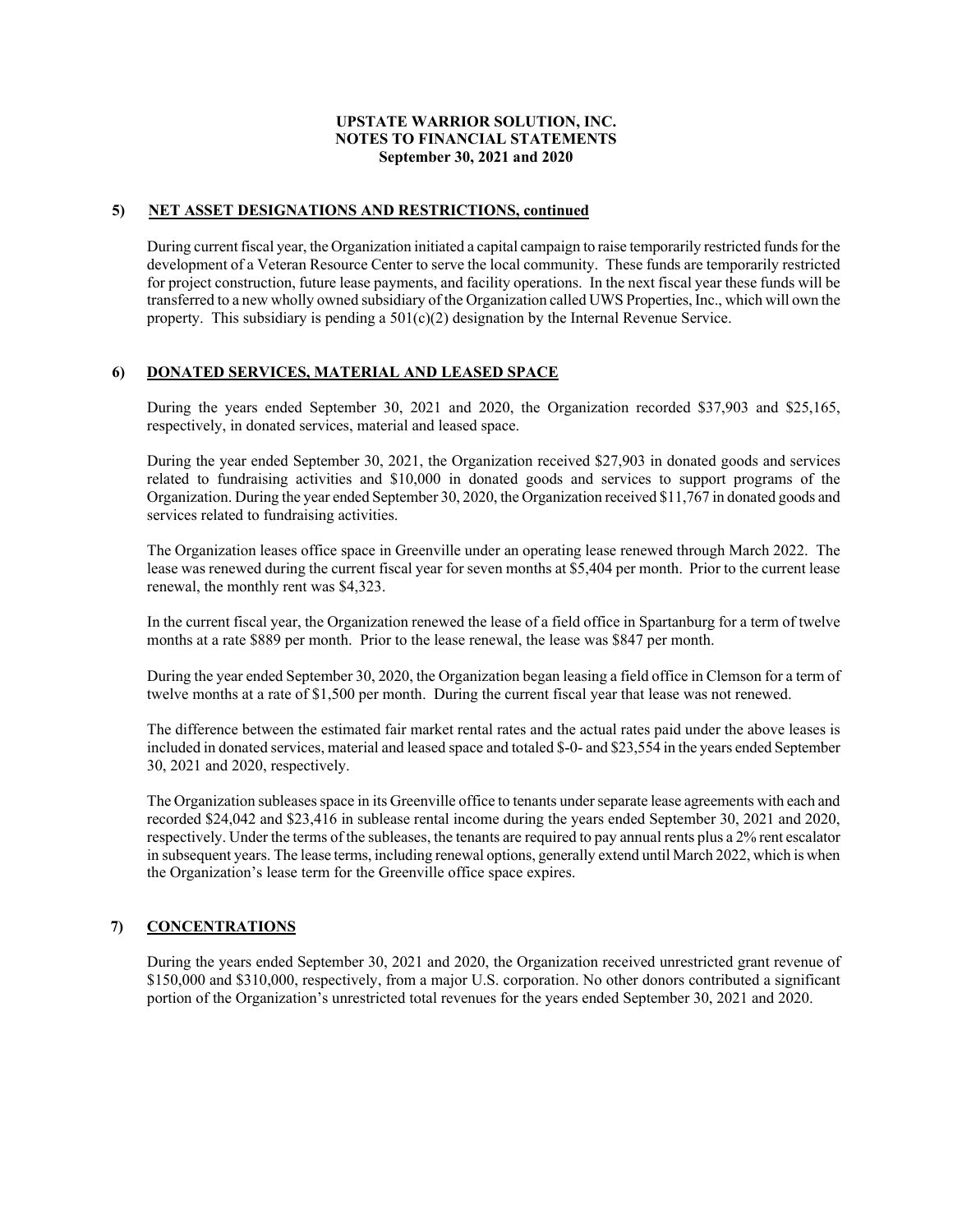**UPSTATE WARRIOR SOLUTION, INC.**
**NOTES TO FINANCIAL STATEMENTS**
**September 30, 2021 and 2020**

## 5) NET ASSET DESIGNATIONS AND RESTRICTIONS, continued

During current fiscal year, the Organization initiated a capital campaign to raise temporarily restricted funds for the development of a Veteran Resource Center to serve the local community. These funds are temporarily restricted for project construction, future lease payments, and facility operations. In the next fiscal year these funds will be transferred to a new wholly owned subsidiary of the Organization called UWS Properties, Inc., which will own the property. This subsidiary is pending a 501(c)(2) designation by the Internal Revenue Service.

## 6) DONATED SERVICES, MATERIAL AND LEASED SPACE

During the years ended September 30, 2021 and 2020, the Organization recorded $37,903 and $25,165, respectively, in donated services, material and leased space.

During the year ended September 30, 2021, the Organization received $27,903 in donated goods and services related to fundraising activities and $10,000 in donated goods and services to support programs of the Organization. During the year ended September 30, 2020, the Organization received $11,767 in donated goods and services related to fundraising activities.

The Organization leases office space in Greenville under an operating lease renewed through March 2022. The lease was renewed during the current fiscal year for seven months at $5,404 per month. Prior to the current lease renewal, the monthly rent was $4,323.

In the current fiscal year, the Organization renewed the lease of a field office in Spartanburg for a term of twelve months at a rate $889 per month. Prior to the lease renewal, the lease was $847 per month.

During the year ended September 30, 2020, the Organization began leasing a field office in Clemson for a term of twelve months at a rate of $1,500 per month. During the current fiscal year that lease was not renewed.

The difference between the estimated fair market rental rates and the actual rates paid under the above leases is included in donated services, material and leased space and totaled $-0- and $23,554 in the years ended September 30, 2021 and 2020, respectively.

The Organization subleases space in its Greenville office to tenants under separate lease agreements with each and recorded $24,042 and $23,416 in sublease rental income during the years ended September 30, 2021 and 2020, respectively. Under the terms of the subleases, the tenants are required to pay annual rents plus a 2% rent escalator in subsequent years. The lease terms, including renewal options, generally extend until March 2022, which is when the Organization's lease term for the Greenville office space expires.

## 7) CONCENTRATIONS

During the years ended September 30, 2021 and 2020, the Organization received unrestricted grant revenue of $150,000 and $310,000, respectively, from a major U.S. corporation. No other donors contributed a significant portion of the Organization's unrestricted total revenues for the years ended September 30, 2021 and 2020.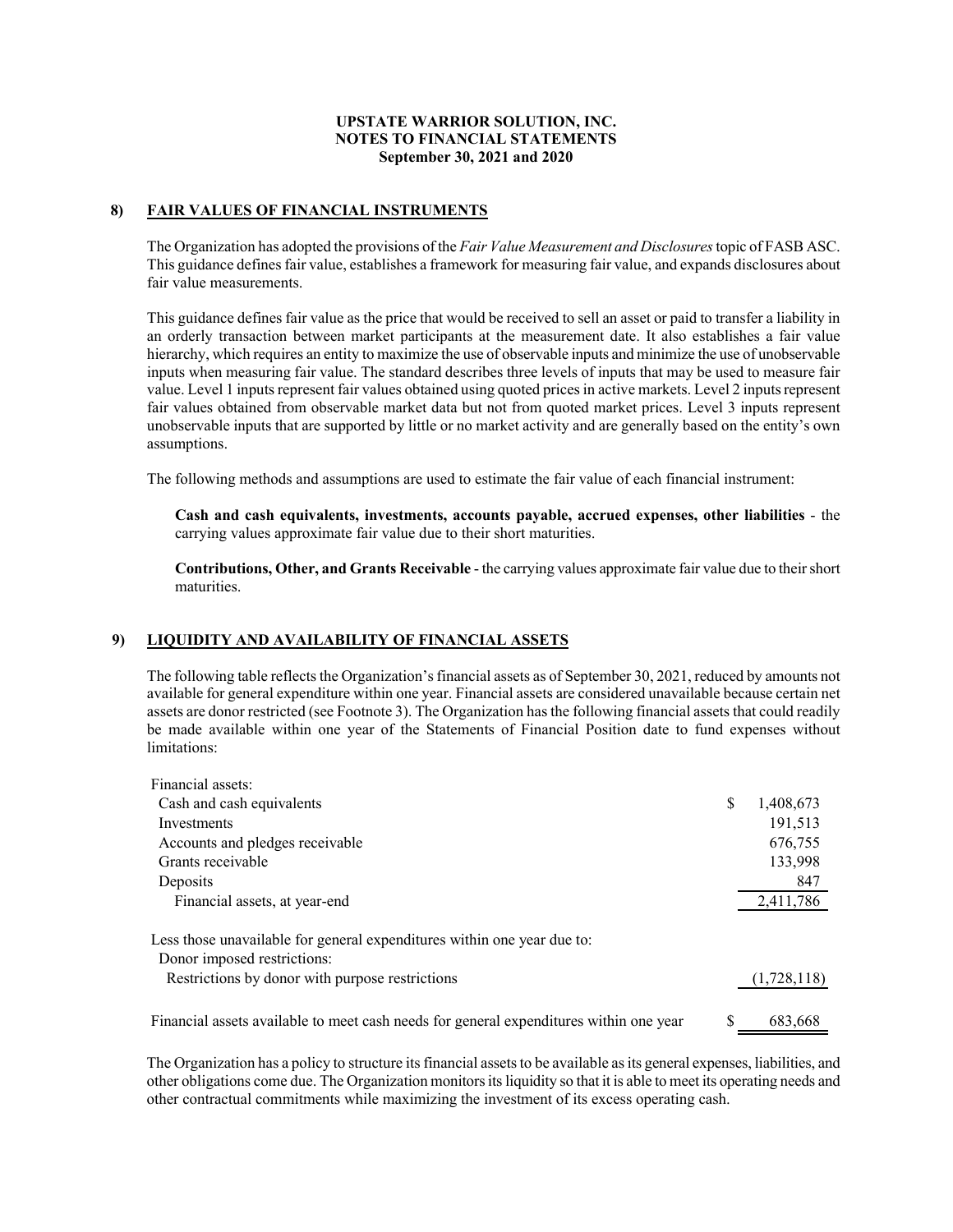**UPSTATE WARRIOR SOLUTION, INC.**
**NOTES TO FINANCIAL STATEMENTS**
**September 30, 2021 and 2020**

## 8) FAIR VALUES OF FINANCIAL INSTRUMENTS

The Organization has adopted the provisions of the *Fair Value Measurement and Disclosures* topic of FASB ASC. This guidance defines fair value, establishes a framework for measuring fair value, and expands disclosures about fair value measurements.

This guidance defines fair value as the price that would be received to sell an asset or paid to transfer a liability in an orderly transaction between market participants at the measurement date. It also establishes a fair value hierarchy, which requires an entity to maximize the use of observable inputs and minimize the use of unobservable inputs when measuring fair value. The standard describes three levels of inputs that may be used to measure fair value. Level 1 inputs represent fair values obtained using quoted prices in active markets. Level 2 inputs represent fair values obtained from observable market data but not from quoted market prices. Level 3 inputs represent unobservable inputs that are supported by little or no market activity and are generally based on the entity's own assumptions.

The following methods and assumptions are used to estimate the fair value of each financial instrument:

**Cash and cash equivalents, investments, accounts payable, accrued expenses, other liabilities** - the carrying values approximate fair value due to their short maturities.

**Contributions, Other, and Grants Receivable** - the carrying values approximate fair value due to their short maturities.

## 9) LIQUIDITY AND AVAILABILITY OF FINANCIAL ASSETS

The following table reflects the Organization's financial assets as of September 30, 2021, reduced by amounts not available for general expenditure within one year. Financial assets are considered unavailable because certain net assets are donor restricted (see Footnote 3). The Organization has the following financial assets that could readily be made available within one year of the Statements of Financial Position date to fund expenses without limitations:

| | |
|---|---|
| Financial assets: | |
| Cash and cash equivalents | $ 1,408,673 |
| Investments | 191,513 |
| Accounts and pledges receivable | 676,755 |
| Grants receivable | 133,998 |
| Deposits | 847 |
| Financial assets, at year-end | 2,411,786 |
| Less those unavailable for general expenditures within one year due to: | |
| Donor imposed restrictions: | |
| Restrictions by donor with purpose restrictions | (1,728,118) |
| Financial assets available to meet cash needs for general expenditures within one year | $ 683,668 |

The Organization has a policy to structure its financial assets to be available as its general expenses, liabilities, and other obligations come due. The Organization monitors its liquidity so that it is able to meet its operating needs and other contractual commitments while maximizing the investment of its excess operating cash.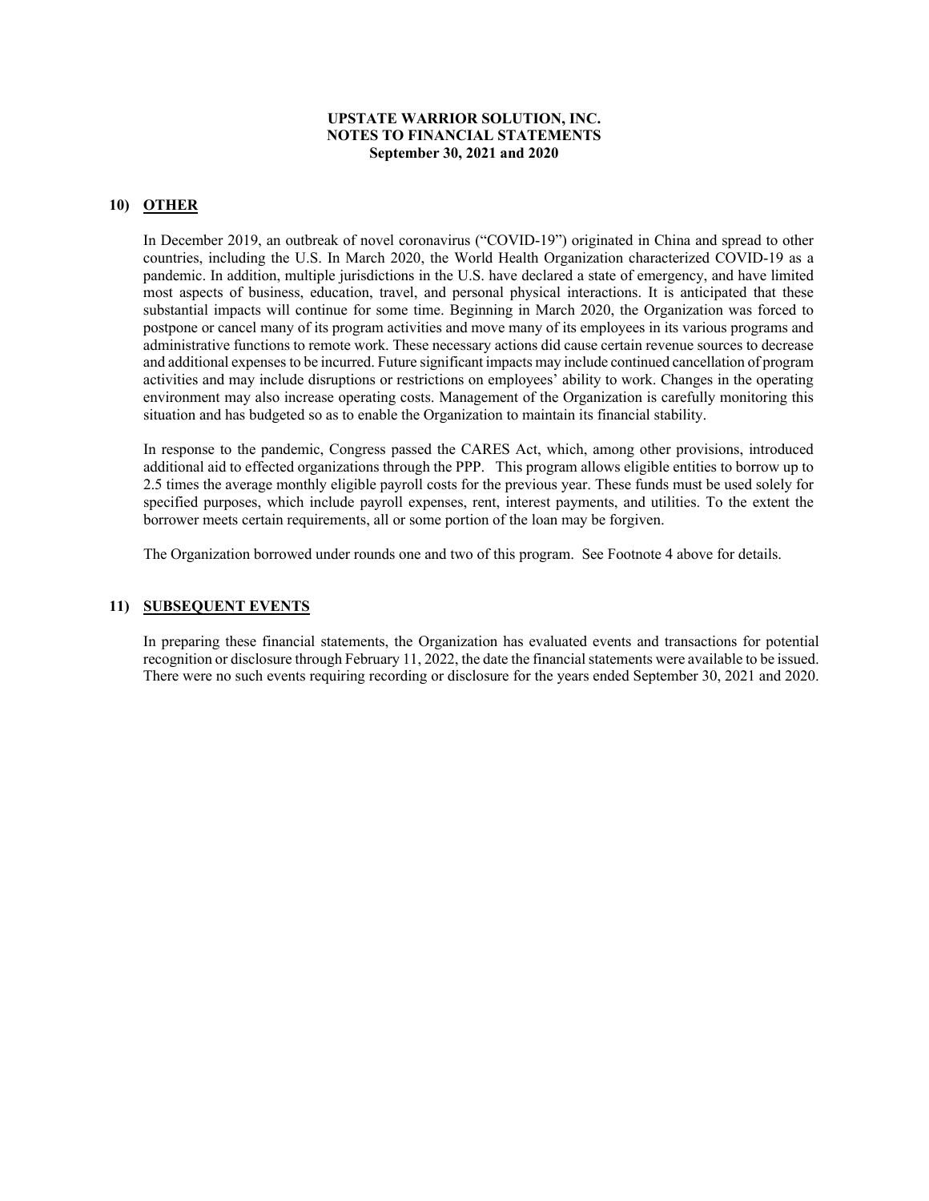**UPSTATE WARRIOR SOLUTION, INC.**
**NOTES TO FINANCIAL STATEMENTS**
**September 30, 2021 and 2020**

## 10) OTHER

In December 2019, an outbreak of novel coronavirus ("COVID-19") originated in China and spread to other countries, including the U.S. In March 2020, the World Health Organization characterized COVID-19 as a pandemic. In addition, multiple jurisdictions in the U.S. have declared a state of emergency, and have limited most aspects of business, education, travel, and personal physical interactions. It is anticipated that these substantial impacts will continue for some time. Beginning in March 2020, the Organization was forced to postpone or cancel many of its program activities and move many of its employees in its various programs and administrative functions to remote work. These necessary actions did cause certain revenue sources to decrease and additional expenses to be incurred. Future significant impacts may include continued cancellation of program activities and may include disruptions or restrictions on employees' ability to work. Changes in the operating environment may also increase operating costs. Management of the Organization is carefully monitoring this situation and has budgeted so as to enable the Organization to maintain its financial stability.

In response to the pandemic, Congress passed the CARES Act, which, among other provisions, introduced additional aid to effected organizations through the PPP. This program allows eligible entities to borrow up to 2.5 times the average monthly eligible payroll costs for the previous year. These funds must be used solely for specified purposes, which include payroll expenses, rent, interest payments, and utilities. To the extent the borrower meets certain requirements, all or some portion of the loan may be forgiven.

The Organization borrowed under rounds one and two of this program. See Footnote 4 above for details.

## 11) SUBSEQUENT EVENTS

In preparing these financial statements, the Organization has evaluated events and transactions for potential recognition or disclosure through February 11, 2022, the date the financial statements were available to be issued. There were no such events requiring recording or disclosure for the years ended September 30, 2021 and 2020.